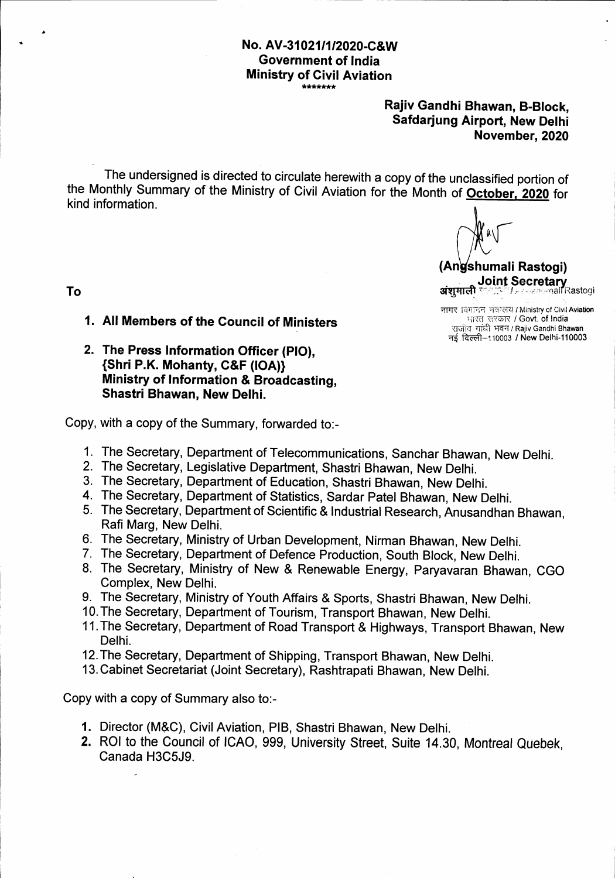**No. AV-31021/1/2020-C&W**
**Government of India**
**Ministry of Civil Aviation**
\*\*\*\*\*\*\*

**Rajiv Gandhi Bhawan, B-Block,**
**Safdarjung Airport, New Delhi**
**November, 2020**

The undersigned is directed to circulate herewith a copy of the unclassified portion of the Monthly Summary of the Ministry of Civil Aviation for the Month of **October, 2020** for kind information.

**(Angshumali Rastogi)**
**Joint Secretary**
अंशुमाली Rastogi
नागर विमानन मंत्रालय / Ministry of Civil Aviation
भारत सरकार / Govt. of India
राजीव गांधी भवन / Rajiv Gandhi Bhawan
नई दिल्ली–110003 / New Delhi-110003

To

1. **All Members of the Council of Ministers**
2. **The Press Information Officer (PIO), {Shri P.K. Mohanty, C&F (IOA)} Ministry of Information & Broadcasting, Shastri Bhawan, New Delhi.**

Copy, with a copy of the Summary, forwarded to:-

1. The Secretary, Department of Telecommunications, Sanchar Bhawan, New Delhi.
2. The Secretary, Legislative Department, Shastri Bhawan, New Delhi.
3. The Secretary, Department of Education, Shastri Bhawan, New Delhi.
4. The Secretary, Department of Statistics, Sardar Patel Bhawan, New Delhi.
5. The Secretary, Department of Scientific & Industrial Research, Anusandhan Bhawan, Rafi Marg, New Delhi.
6. The Secretary, Ministry of Urban Development, Nirman Bhawan, New Delhi.
7. The Secretary, Department of Defence Production, South Block, New Delhi.
8. The Secretary, Ministry of New & Renewable Energy, Paryavaran Bhawan, CGO Complex, New Delhi.
9. The Secretary, Ministry of Youth Affairs & Sports, Shastri Bhawan, New Delhi.
10. The Secretary, Department of Tourism, Transport Bhawan, New Delhi.
11. The Secretary, Department of Road Transport & Highways, Transport Bhawan, New Delhi.
12. The Secretary, Department of Shipping, Transport Bhawan, New Delhi.
13. Cabinet Secretariat (Joint Secretary), Rashtrapati Bhawan, New Delhi.

Copy with a copy of Summary also to:-

1. Director (M&C), Civil Aviation, PIB, Shastri Bhawan, New Delhi.
2. ROI to the Council of ICAO, 999, University Street, Suite 14.30, Montreal Quebek, Canada H3C5J9.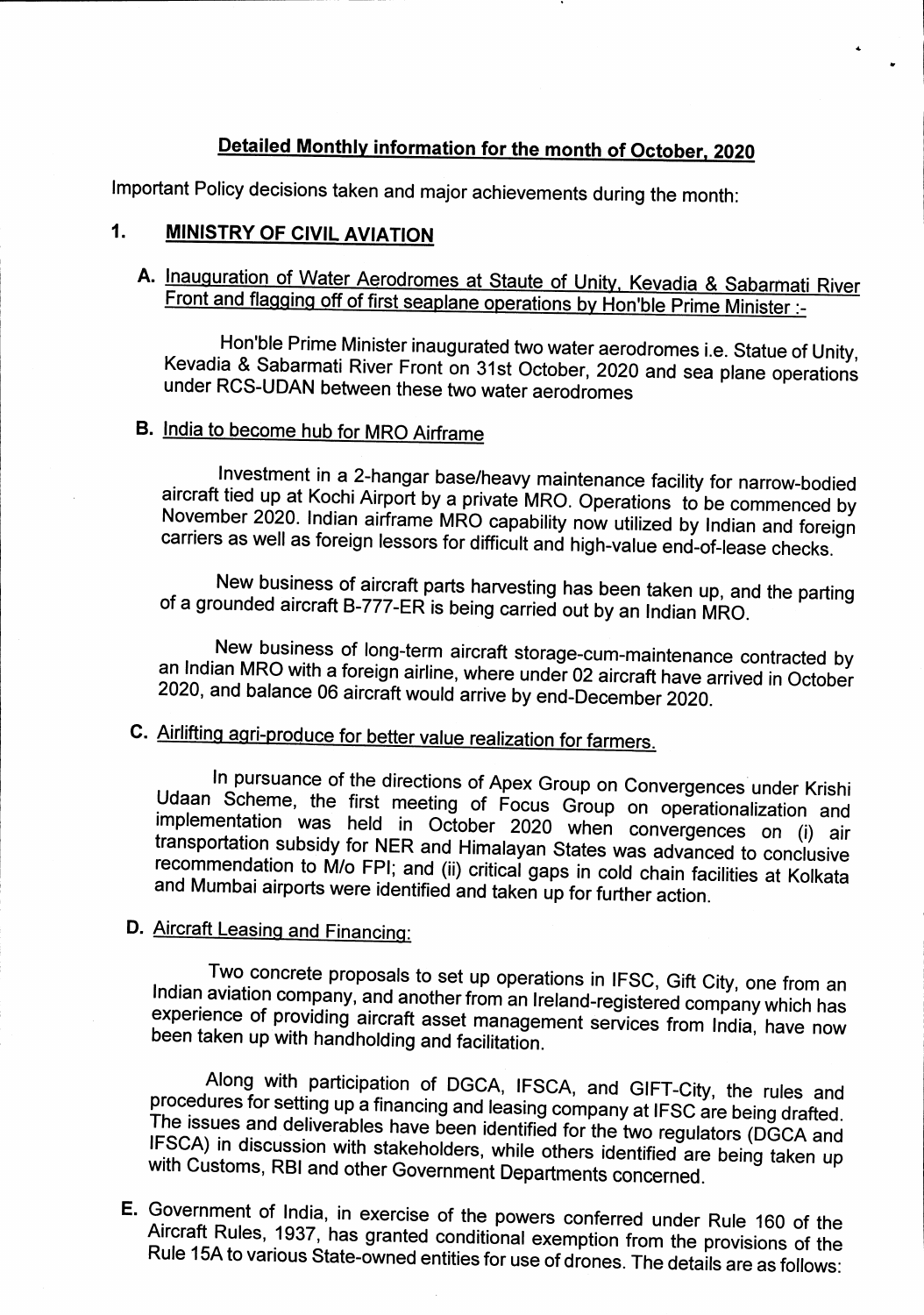## Detailed Monthly information for the month of October, 2020

Important Policy decisions taken and major achievements during the month:

### 1. MINISTRY OF CIVIL AVIATION

**A. Inauguration of Water Aerodromes at Staute of Unity, Kevadia & Sabarmati River Front and flagging off of first seaplane operations by Hon'ble Prime Minister :-**

Hon'ble Prime Minister inaugurated two water aerodromes i.e. Statue of Unity, Kevadia & Sabarmati River Front on 31st October, 2020 and sea plane operations under RCS-UDAN between these two water aerodromes

**B. India to become hub for MRO Airframe**

Investment in a 2-hangar base/heavy maintenance facility for narrow-bodied aircraft tied up at Kochi Airport by a private MRO. Operations to be commenced by November 2020. Indian airframe MRO capability now utilized by Indian and foreign carriers as well as foreign lessors for difficult and high-value end-of-lease checks.

New business of aircraft parts harvesting has been taken up, and the parting of a grounded aircraft B-777-ER is being carried out by an Indian MRO.

New business of long-term aircraft storage-cum-maintenance contracted by an Indian MRO with a foreign airline, where under 02 aircraft have arrived in October 2020, and balance 06 aircraft would arrive by end-December 2020.

**C. Airlifting agri-produce for better value realization for farmers.**

In pursuance of the directions of Apex Group on Convergences under Krishi Udaan Scheme, the first meeting of Focus Group on operationalization and implementation was held in October 2020 when convergences on (i) air transportation subsidy for NER and Himalayan States was advanced to conclusive recommendation to M/o FPI; and (ii) critical gaps in cold chain facilities at Kolkata and Mumbai airports were identified and taken up for further action.

**D. Aircraft Leasing and Financing:**

Two concrete proposals to set up operations in IFSC, Gift City, one from an Indian aviation company, and another from an Ireland-registered company which has experience of providing aircraft asset management services from India, have now been taken up with handholding and facilitation.

Along with participation of DGCA, IFSCA, and GIFT-City, the rules and procedures for setting up a financing and leasing company at IFSC are being drafted. The issues and deliverables have been identified for the two regulators (DGCA and IFSCA) in discussion with stakeholders, while others identified are being taken up with Customs, RBI and other Government Departments concerned.

**E.** Government of India, in exercise of the powers conferred under Rule 160 of the Aircraft Rules, 1937, has granted conditional exemption from the provisions of the Rule 15A to various State-owned entities for use of drones. The details are as follows: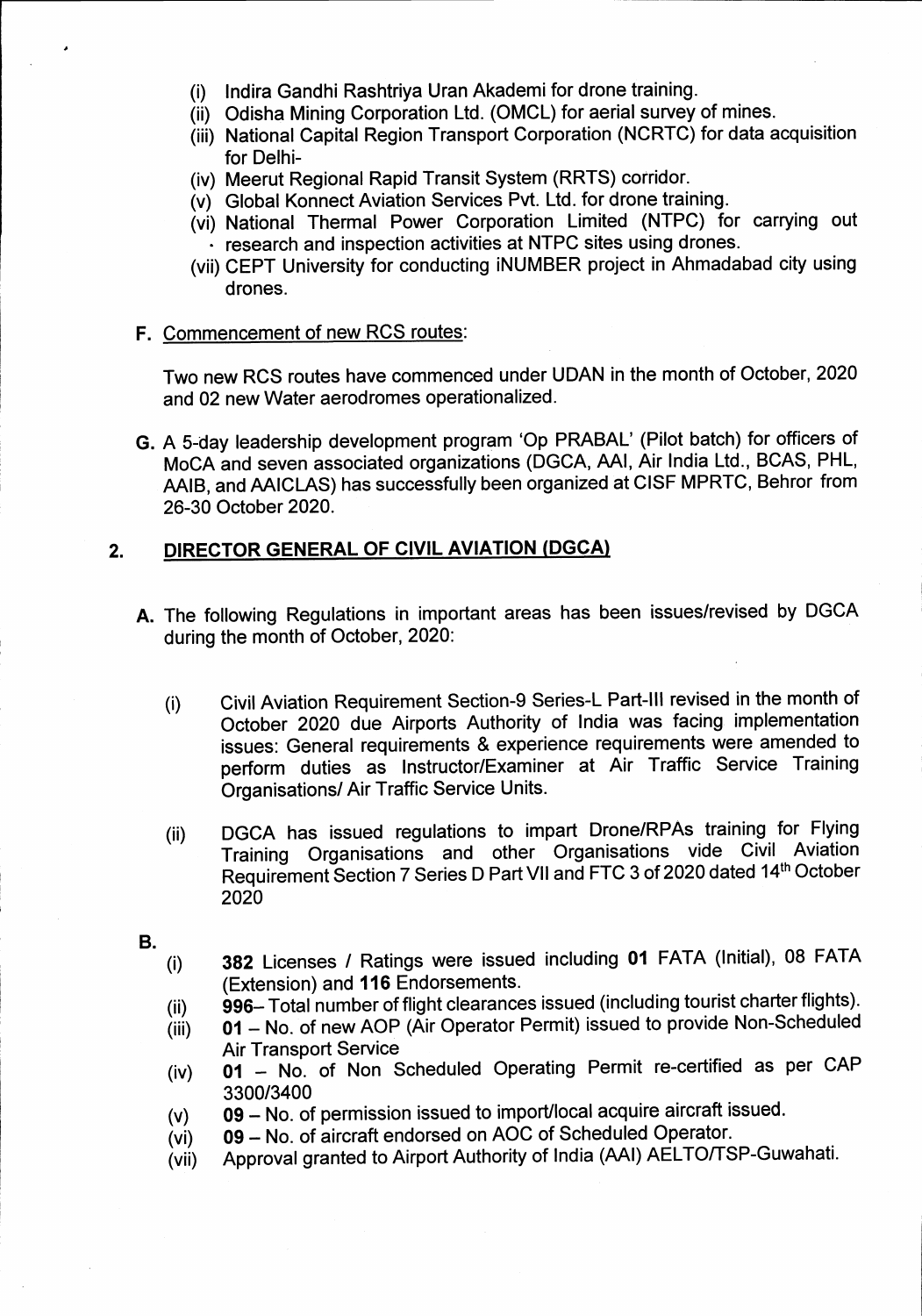(i) Indira Gandhi Rashtriya Uran Akademi for drone training.
(ii) Odisha Mining Corporation Ltd. (OMCL) for aerial survey of mines.
(iii) National Capital Region Transport Corporation (NCRTC) for data acquisition for Delhi-
(iv) Meerut Regional Rapid Transit System (RRTS) corridor.
(v) Global Konnect Aviation Services Pvt. Ltd. for drone training.
(vi) National Thermal Power Corporation Limited (NTPC) for carrying out research and inspection activities at NTPC sites using drones.
(vii) CEPT University for conducting iNUMBER project in Ahmadabad city using drones.

**F.** Commencement of new RCS routes:

Two new RCS routes have commenced under UDAN in the month of October, 2020 and 02 new Water aerodromes operationalized.

**G.** A 5-day leadership development program 'Op PRABAL' (Pilot batch) for officers of MoCA and seven associated organizations (DGCA, AAI, Air India Ltd., BCAS, PHL, AAIB, and AAICLAS) has successfully been organized at CISF MPRTC, Behror from 26-30 October 2020.

## 2. DIRECTOR GENERAL OF CIVIL AVIATION (DGCA)

**A.** The following Regulations in important areas has been issues/revised by DGCA during the month of October, 2020:

(i) Civil Aviation Requirement Section-9 Series-L Part-III revised in the month of October 2020 due Airports Authority of India was facing implementation issues: General requirements & experience requirements were amended to perform duties as Instructor/Examiner at Air Traffic Service Training Organisations/ Air Traffic Service Units.

(ii) DGCA has issued regulations to impart Drone/RPAs training for Flying Training Organisations and other Organisations vide Civil Aviation Requirement Section 7 Series D Part VII and FTC 3 of 2020 dated 14th October 2020

**B.**

(i) **382** Licenses / Ratings were issued including **01** FATA (Initial), 08 FATA (Extension) and **116** Endorsements.
(ii) **996**– Total number of flight clearances issued (including tourist charter flights).
(iii) **01** – No. of new AOP (Air Operator Permit) issued to provide Non-Scheduled Air Transport Service
(iv) **01** – No. of Non Scheduled Operating Permit re-certified as per CAP 3300/3400
(v) **09** – No. of permission issued to import/local acquire aircraft issued.
(vi) **09** – No. of aircraft endorsed on AOC of Scheduled Operator.
(vii) Approval granted to Airport Authority of India (AAI) AELTO/TSP-Guwahati.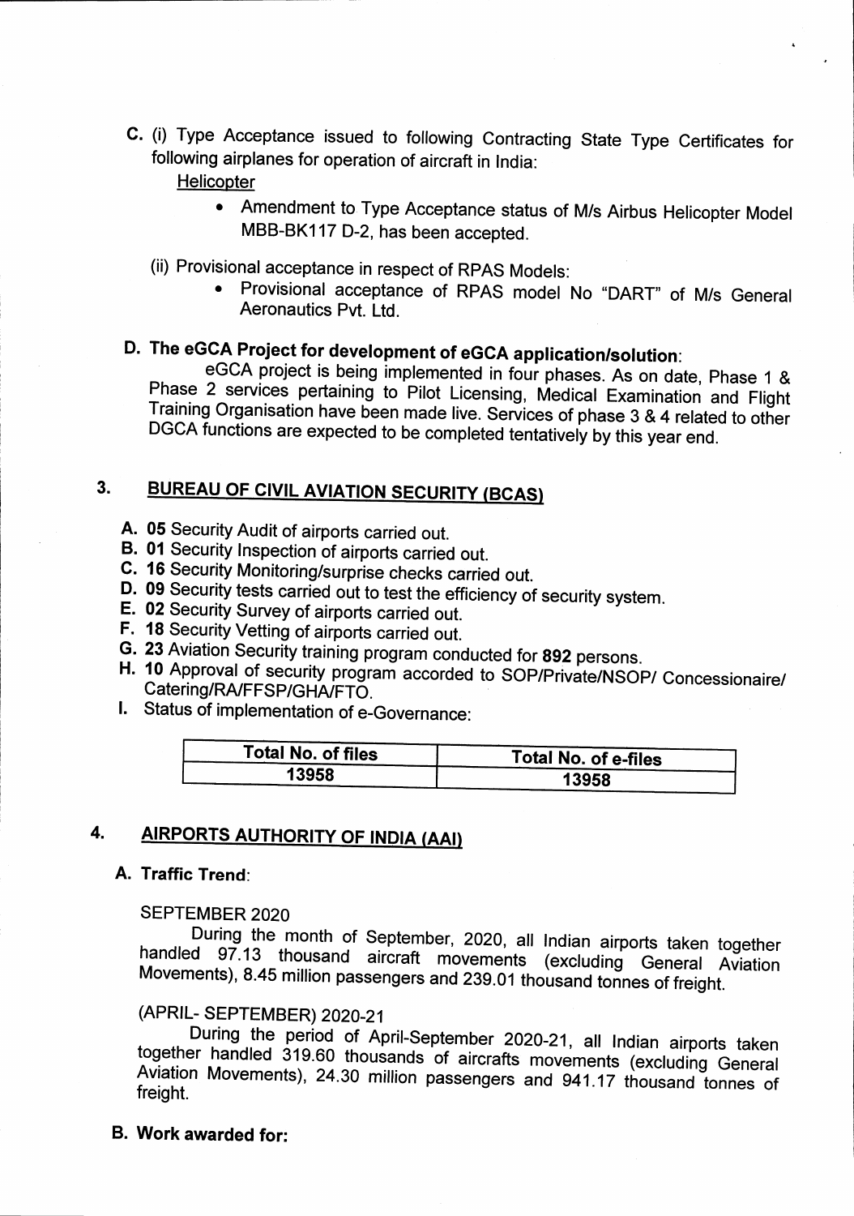C. (i) Type Acceptance issued to following Contracting State Type Certificates for following airplanes for operation of aircraft in India:

Helicopter

- Amendment to Type Acceptance status of M/s Airbus Helicopter Model MBB-BK117 D-2, has been accepted.

(ii) Provisional acceptance in respect of RPAS Models:

- Provisional acceptance of RPAS model No "DART" of M/s General Aeronautics Pvt. Ltd.

**D. The eGCA Project for development of eGCA application/solution**:

eGCA project is being implemented in four phases. As on date, Phase 1 & Phase 2 services pertaining to Pilot Licensing, Medical Examination and Flight Training Organisation have been made live. Services of phase 3 & 4 related to other DGCA functions are expected to be completed tentatively by this year end.

## 3. BUREAU OF CIVIL AVIATION SECURITY (BCAS)

A. **05** Security Audit of airports carried out.
B. **01** Security Inspection of airports carried out.
C. **16** Security Monitoring/surprise checks carried out.
D. **09** Security tests carried out to test the efficiency of security system.
E. **02** Security Survey of airports carried out.
F. **18** Security Vetting of airports carried out.
G. **23** Aviation Security training program conducted for **892** persons.
H. **10** Approval of security program accorded to SOP/Private/NSOP/ Concessionaire/ Catering/RA/FFSP/GHA/FTO.
I. Status of implementation of e-Governance:

| Total No. of files | Total No. of e-files |
|---|---|
| 13958 | 13958 |

## 4. AIRPORTS AUTHORITY OF INDIA (AAI)

**A. Traffic Trend**:

SEPTEMBER 2020

During the month of September, 2020, all Indian airports taken together handled 97.13 thousand aircraft movements (excluding General Aviation Movements), 8.45 million passengers and 239.01 thousand tonnes of freight.

(APRIL- SEPTEMBER) 2020-21

During the period of April-September 2020-21, all Indian airports taken together handled 319.60 thousands of aircrafts movements (excluding General Aviation Movements), 24.30 million passengers and 941.17 thousand tonnes of freight.

**B. Work awarded for:**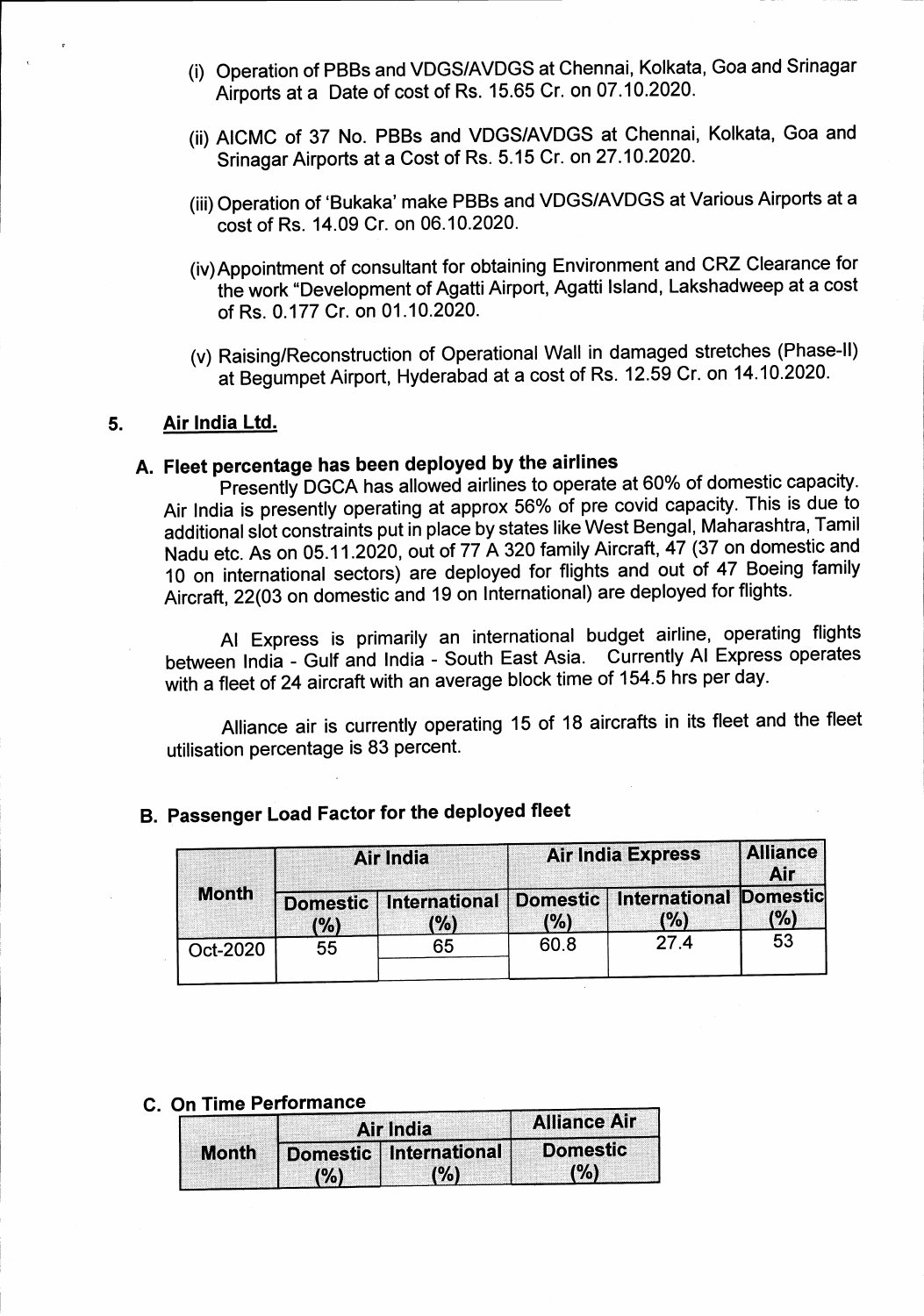(i) Operation of PBBs and VDGS/AVDGS at Chennai, Kolkata, Goa and Srinagar Airports at a Date of cost of Rs. 15.65 Cr. on 07.10.2020.

(ii) AICMC of 37 No. PBBs and VDGS/AVDGS at Chennai, Kolkata, Goa and Srinagar Airports at a Cost of Rs. 5.15 Cr. on 27.10.2020.

(iii) Operation of 'Bukaka' make PBBs and VDGS/AVDGS at Various Airports at a cost of Rs. 14.09 Cr. on 06.10.2020.

(iv) Appointment of consultant for obtaining Environment and CRZ Clearance for the work "Development of Agatti Airport, Agatti Island, Lakshadweep at a cost of Rs. 0.177 Cr. on 01.10.2020.

(v) Raising/Reconstruction of Operational Wall in damaged stretches (Phase-II) at Begumpet Airport, Hyderabad at a cost of Rs. 12.59 Cr. on 14.10.2020.

## 5. Air India Ltd.

### A. Fleet percentage has been deployed by the airlines

Presently DGCA has allowed airlines to operate at 60% of domestic capacity. Air India is presently operating at approx 56% of pre covid capacity. This is due to additional slot constraints put in place by states like West Bengal, Maharashtra, Tamil Nadu etc. As on 05.11.2020, out of 77 A 320 family Aircraft, 47 (37 on domestic and 10 on international sectors) are deployed for flights and out of 47 Boeing family Aircraft, 22(03 on domestic and 19 on International) are deployed for flights.

AI Express is primarily an international budget airline, operating flights between India - Gulf and India - South East Asia. Currently AI Express operates with a fleet of 24 aircraft with an average block time of 154.5 hrs per day.

Alliance air is currently operating 15 of 18 aircrafts in its fleet and the fleet utilisation percentage is 83 percent.

### B. Passenger Load Factor for the deployed fleet

| Month | Air India | | Air India Express | | Alliance Air |
|---|---|---|---|---|---|
| | Domestic (%) | International (%) | Domestic (%) | International (%) | Domestic (%) |
| Oct-2020 | 55 | 65 | 60.8 | 27.4 | 53 |

### C. On Time Performance

| Month | Air India | | Alliance Air |
|---|---|---|---|
| | Domestic (%) | International (%) | Domestic (%) |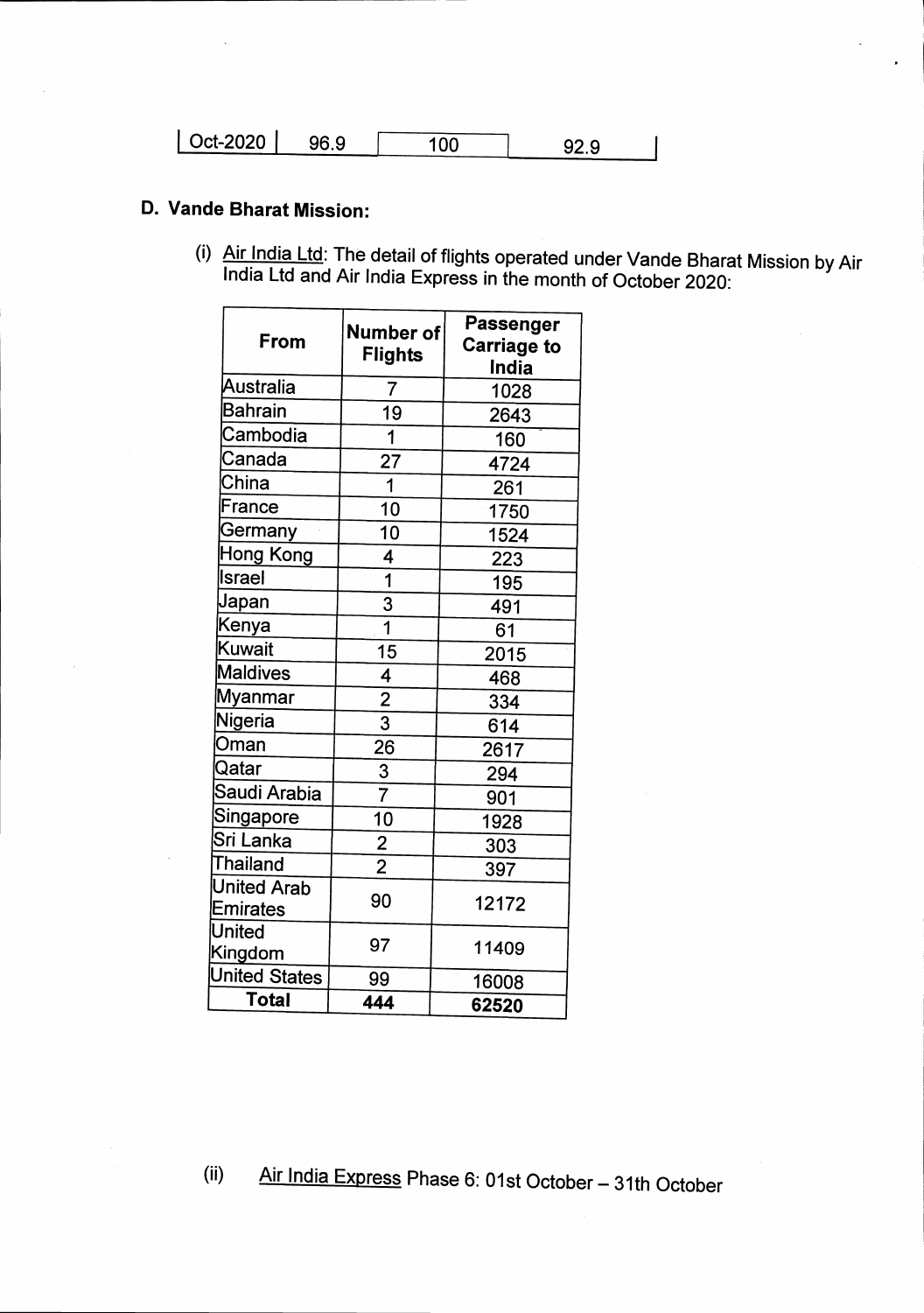| Oct-2020 | 96.9 | 100 | 92.9 |
|---|---|---|---|

## D. Vande Bharat Mission:

(i) Air India Ltd: The detail of flights operated under Vande Bharat Mission by Air India Ltd and Air India Express in the month of October 2020:

| From | Number of Flights | Passenger Carriage to India |
|---|---|---|
| Australia | 7 | 1028 |
| Bahrain | 19 | 2643 |
| Cambodia | 1 | 160 |
| Canada | 27 | 4724 |
| China | 1 | 261 |
| France | 10 | 1750 |
| Germany | 10 | 1524 |
| Hong Kong | 4 | 223 |
| Israel | 1 | 195 |
| Japan | 3 | 491 |
| Kenya | 1 | 61 |
| Kuwait | 15 | 2015 |
| Maldives | 4 | 468 |
| Myanmar | 2 | 334 |
| Nigeria | 3 | 614 |
| Oman | 26 | 2617 |
| Qatar | 3 | 294 |
| Saudi Arabia | 7 | 901 |
| Singapore | 10 | 1928 |
| Sri Lanka | 2 | 303 |
| Thailand | 2 | 397 |
| United Arab Emirates | 90 | 12172 |
| United Kingdom | 97 | 11409 |
| United States | 99 | 16008 |
| **Total** | **444** | **62520** |

(ii) Air India Express Phase 6: 01st October – 31th October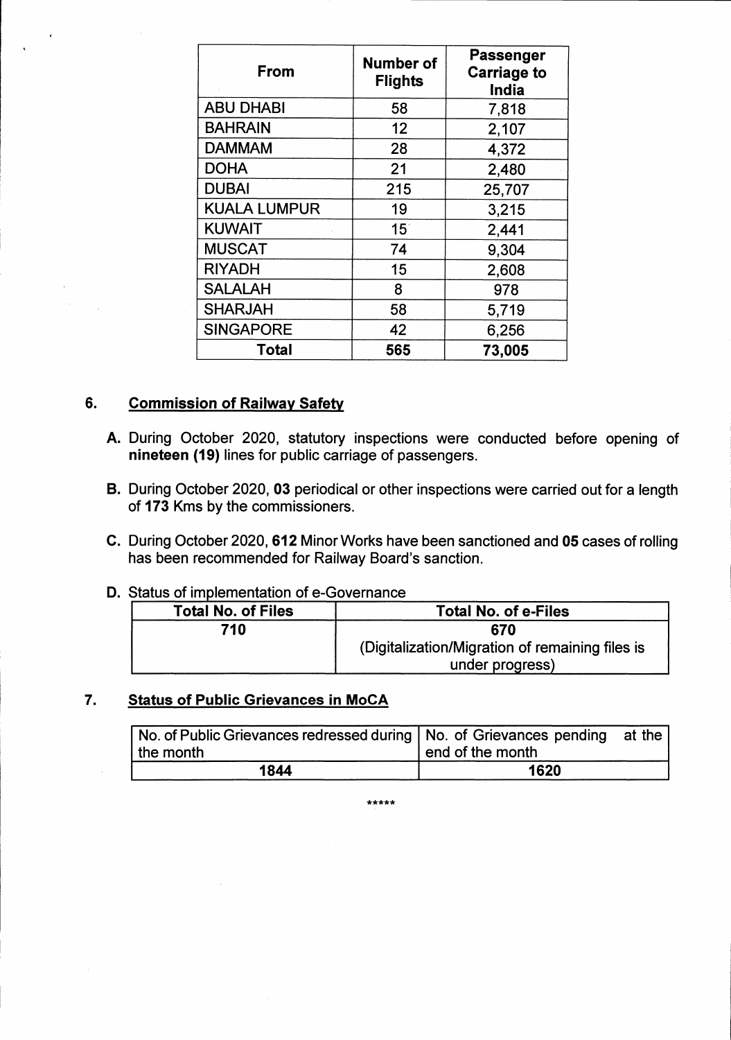| From | Number of Flights | Passenger Carriage to India |
|---|---|---|
| ABU DHABI | 58 | 7,818 |
| BAHRAIN | 12 | 2,107 |
| DAMMAM | 28 | 4,372 |
| DOHA | 21 | 2,480 |
| DUBAI | 215 | 25,707 |
| KUALA LUMPUR | 19 | 3,215 |
| KUWAIT | 15 | 2,441 |
| MUSCAT | 74 | 9,304 |
| RIYADH | 15 | 2,608 |
| SALALAH | 8 | 978 |
| SHARJAH | 58 | 5,719 |
| SINGAPORE | 42 | 6,256 |
| **Total** | **565** | **73,005** |

## 6. Commission of Railway Safety

**A.** During October 2020, statutory inspections were conducted before opening of **nineteen (19)** lines for public carriage of passengers.

**B.** During October 2020, **03** periodical or other inspections were carried out for a length of **173** Kms by the commissioners.

**C.** During October 2020, **612** Minor Works have been sanctioned and **05** cases of rolling has been recommended for Railway Board's sanction.

**D.** Status of implementation of e-Governance

| Total No. of Files | Total No. of e-Files |
|---|---|
| 710 | 670 (Digitalization/Migration of remaining files is under progress) |

## 7. Status of Public Grievances in MoCA

| No. of Public Grievances redressed during the month | No. of Grievances pending at the end of the month |
|---|---|
| 1844 | 1620 |

*****